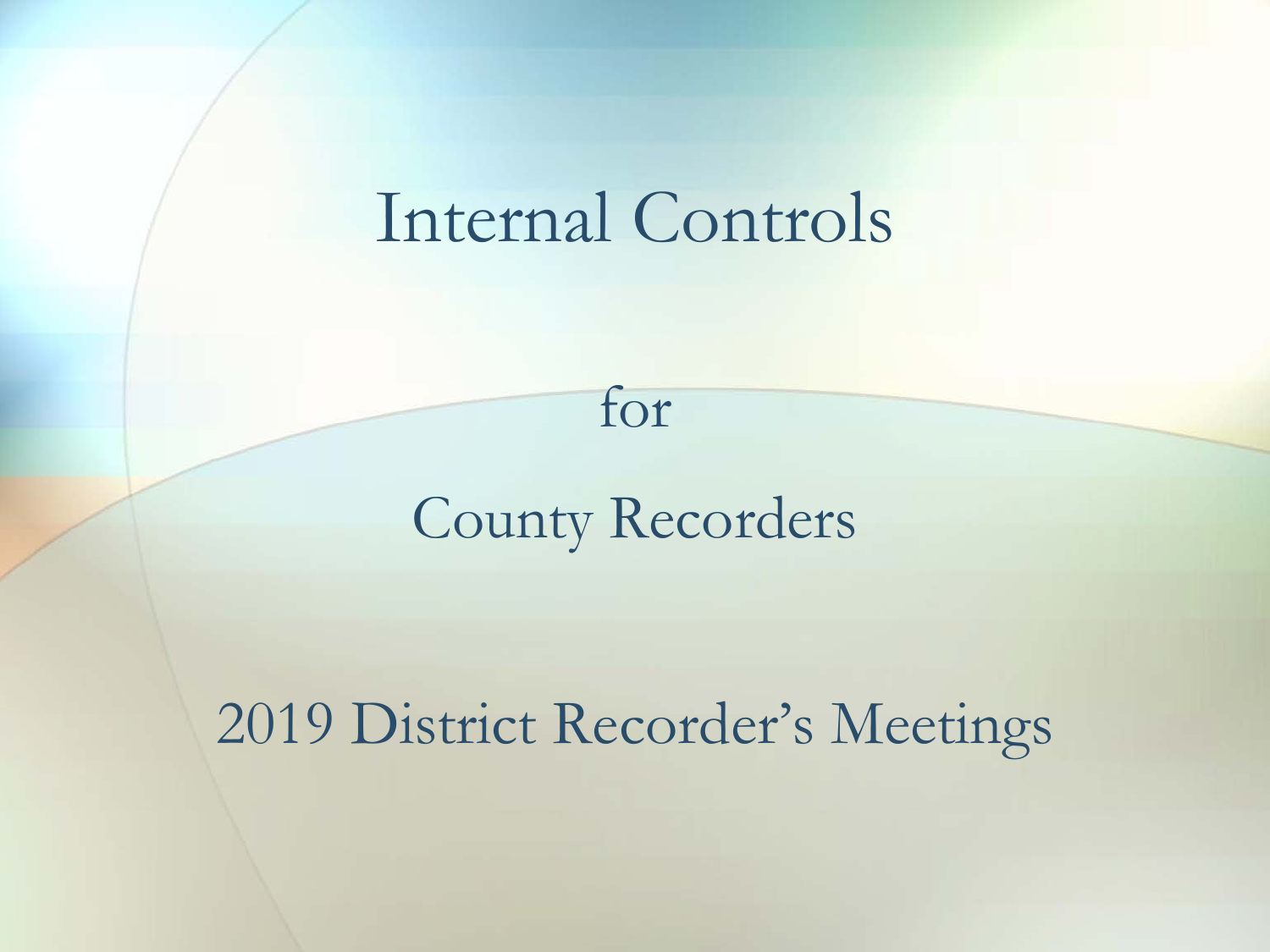# Internal Controls

for

County Recorders

2019 District Recorder's Meetings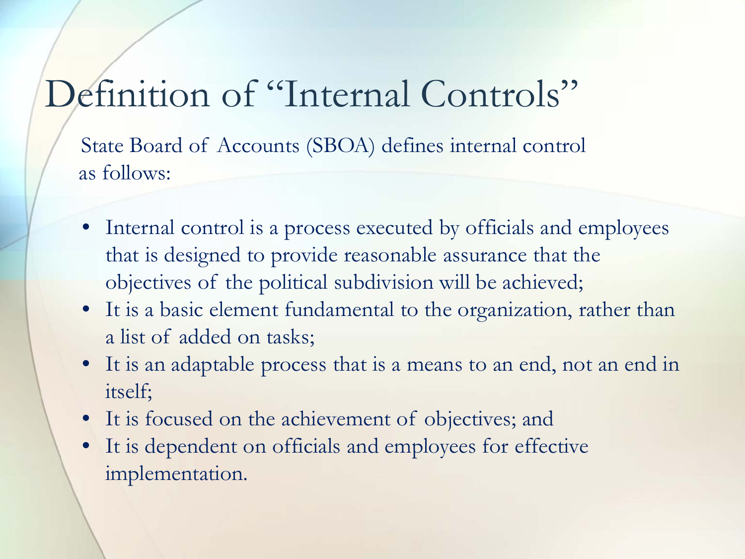# Definition of "Internal Controls"

State Board of Accounts (SBOA) defines internal control as follows:

- Internal control is a process executed by officials and employees that is designed to provide reasonable assurance that the objectives of the political subdivision will be achieved;
- It is a basic element fundamental to the organization, rather than a list of added on tasks;
- It is an adaptable process that is a means to an end, not an end in itself;
- It is focused on the achievement of objectives; and
- It is dependent on officials and employees for effective implementation.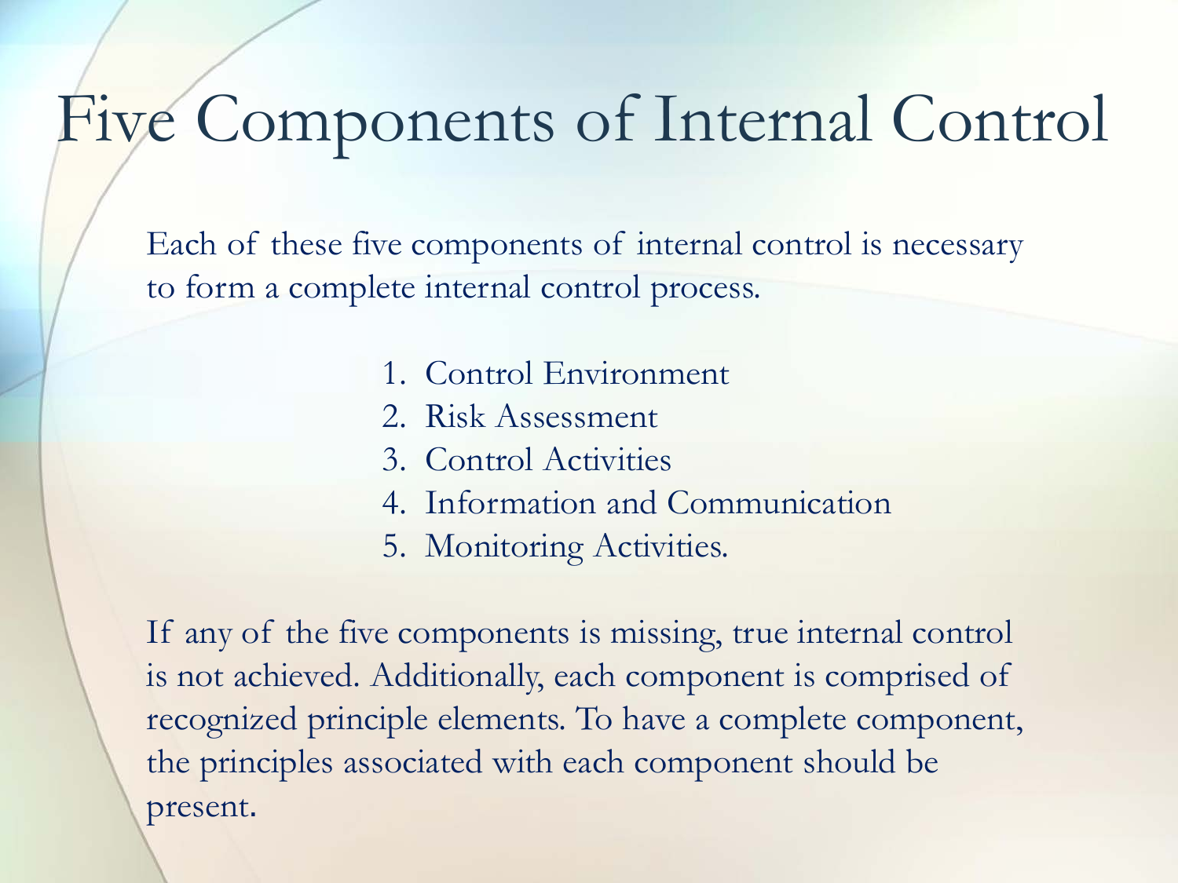# Five Components of Internal Control

Each of these five components of internal control is necessary to form a complete internal control process.

1. Control Environment
2. Risk Assessment
3. Control Activities
4. Information and Communication
5. Monitoring Activities.

If any of the five components is missing, true internal control is not achieved. Additionally, each component is comprised of recognized principle elements. To have a complete component, the principles associated with each component should be present.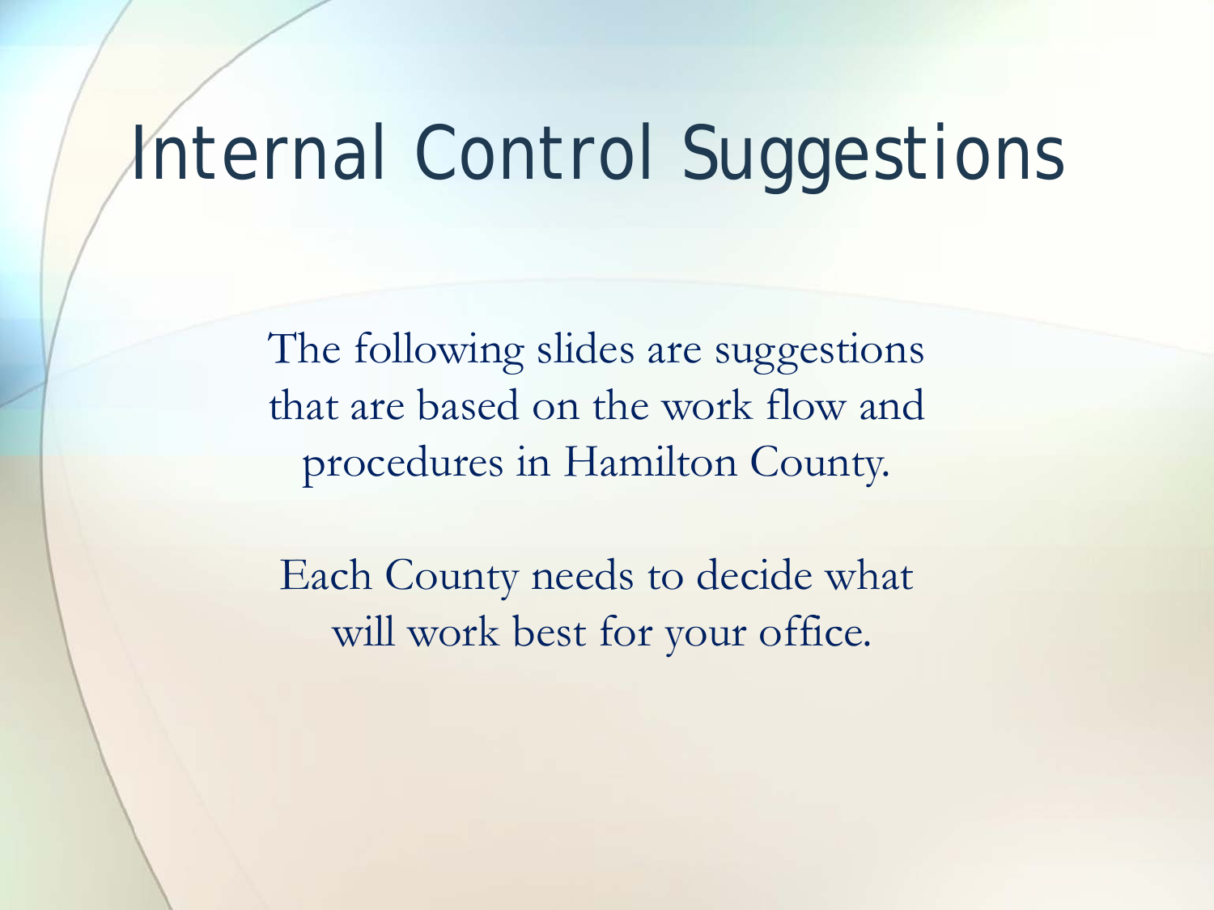# Internal Control Suggestions

The following slides are suggestions that are based on the work flow and procedures in Hamilton County.

Each County needs to decide what will work best for your office.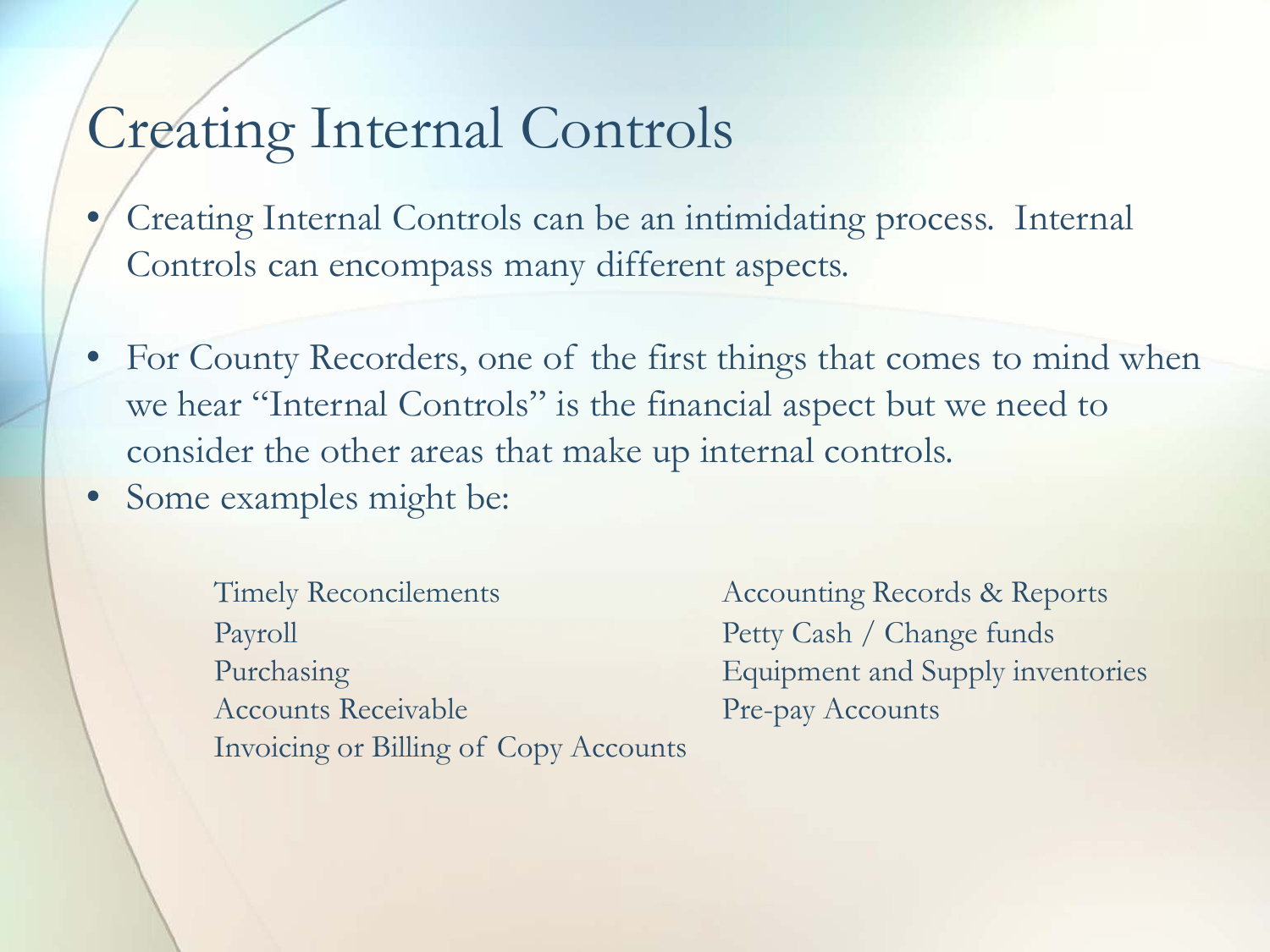# Creating Internal Controls

- Creating Internal Controls can be an intimidating process. Internal Controls can encompass many different aspects.
- For County Recorders, one of the first things that comes to mind when we hear "Internal Controls" is the financial aspect but we need to consider the other areas that make up internal controls.
- Some examples might be:

Timely Reconcilements
Payroll
Purchasing
Accounts Receivable
Invoicing or Billing of Copy Accounts

Accounting Records & Reports
Petty Cash / Change funds
Equipment and Supply inventories
Pre-pay Accounts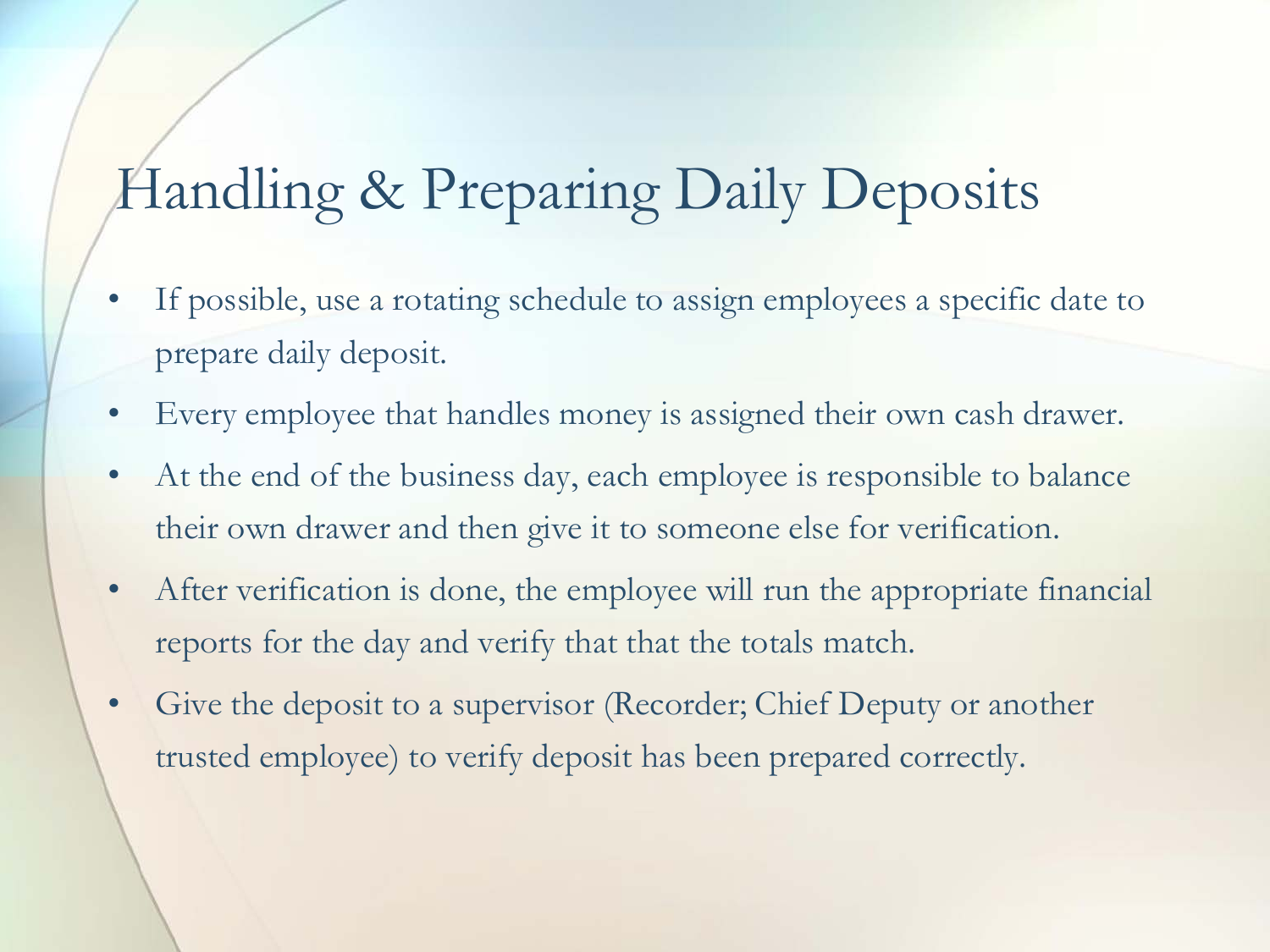# Handling & Preparing Daily Deposits

- If possible, use a rotating schedule to assign employees a specific date to prepare daily deposit.
- Every employee that handles money is assigned their own cash drawer.
- At the end of the business day, each employee is responsible to balance their own drawer and then give it to someone else for verification.
- After verification is done, the employee will run the appropriate financial reports for the day and verify that that the totals match.
- Give the deposit to a supervisor (Recorder; Chief Deputy or another trusted employee) to verify deposit has been prepared correctly.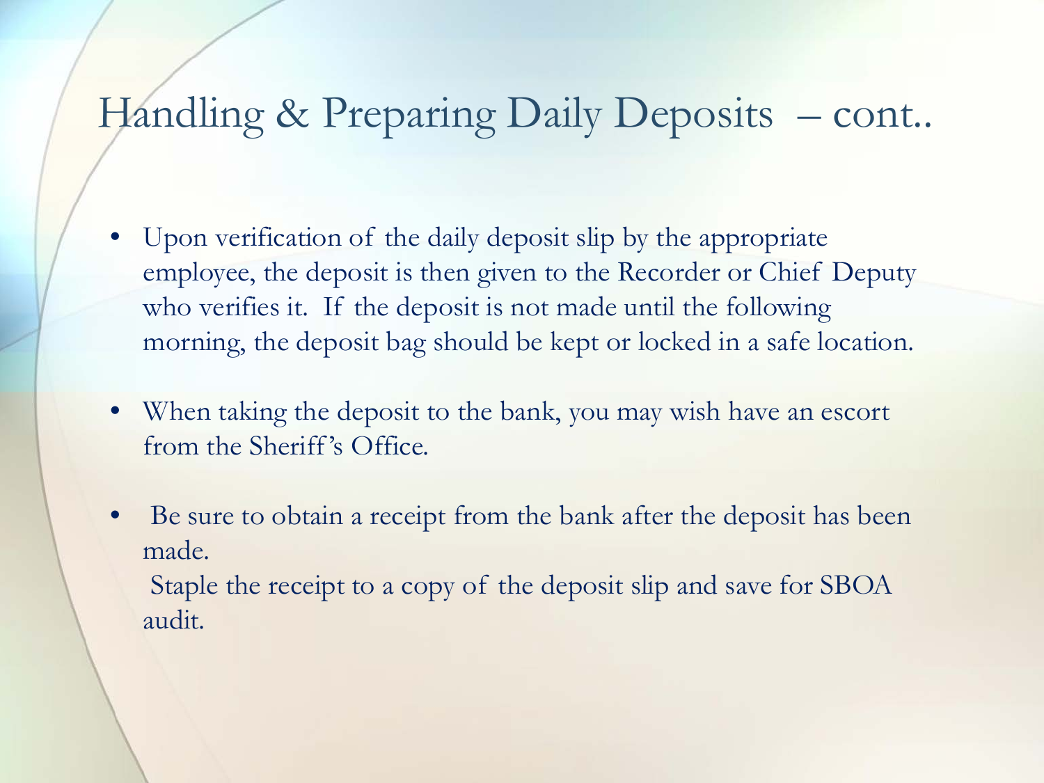# Handling & Preparing Daily Deposits – cont..

- Upon verification of the daily deposit slip by the appropriate employee, the deposit is then given to the Recorder or Chief Deputy who verifies it. If the deposit is not made until the following morning, the deposit bag should be kept or locked in a safe location.

- When taking the deposit to the bank, you may wish have an escort from the Sheriff's Office.

- Be sure to obtain a receipt from the bank after the deposit has been made.

  Staple the receipt to a copy of the deposit slip and save for SBOA audit.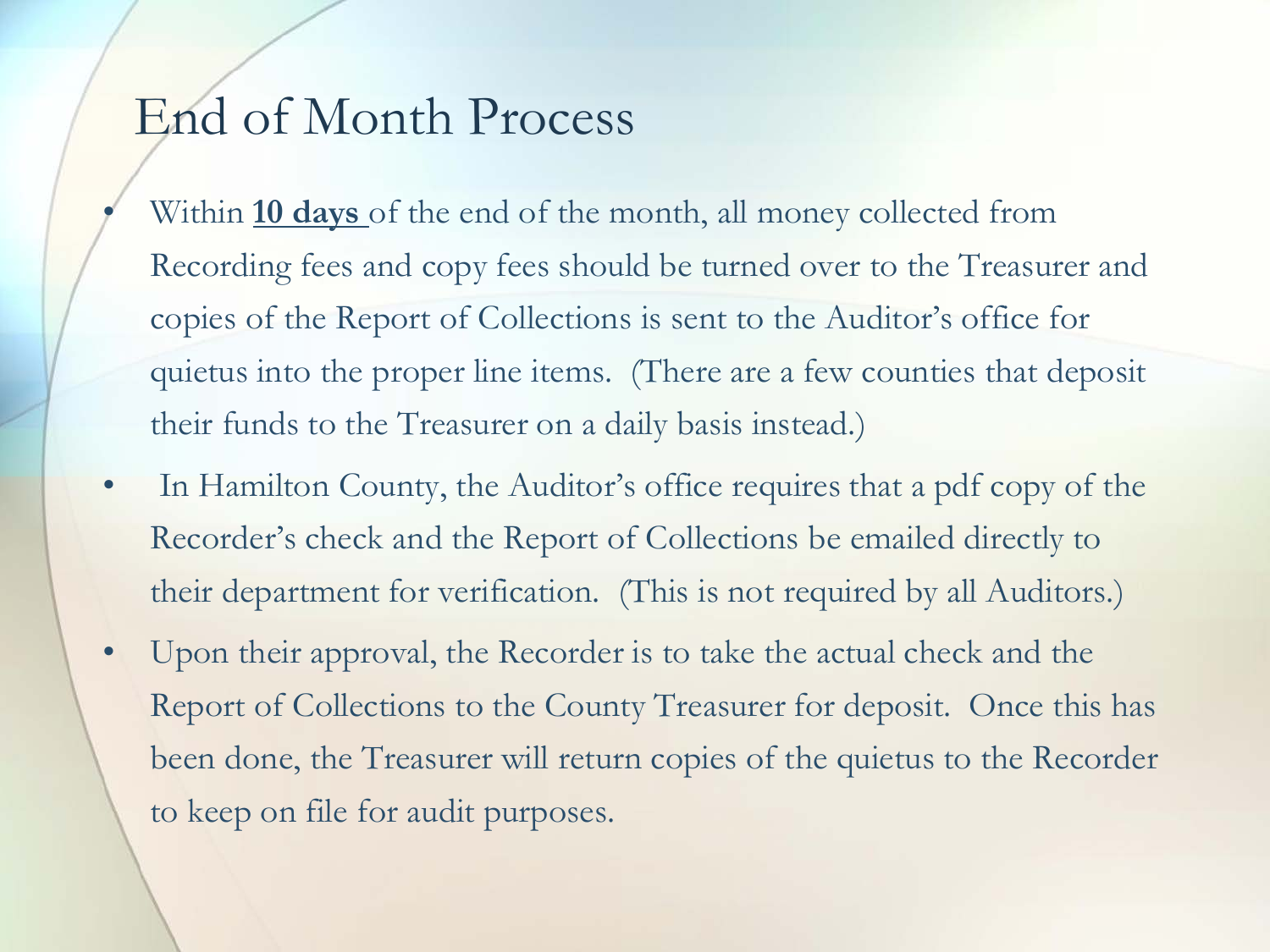# End of Month Process

- Within **10 days** of the end of the month, all money collected from Recording fees and copy fees should be turned over to the Treasurer and copies of the Report of Collections is sent to the Auditor's office for quietus into the proper line items. (There are a few counties that deposit their funds to the Treasurer on a daily basis instead.)
- In Hamilton County, the Auditor's office requires that a pdf copy of the Recorder's check and the Report of Collections be emailed directly to their department for verification. (This is not required by all Auditors.)
- Upon their approval, the Recorder is to take the actual check and the Report of Collections to the County Treasurer for deposit. Once this has been done, the Treasurer will return copies of the quietus to the Recorder to keep on file for audit purposes.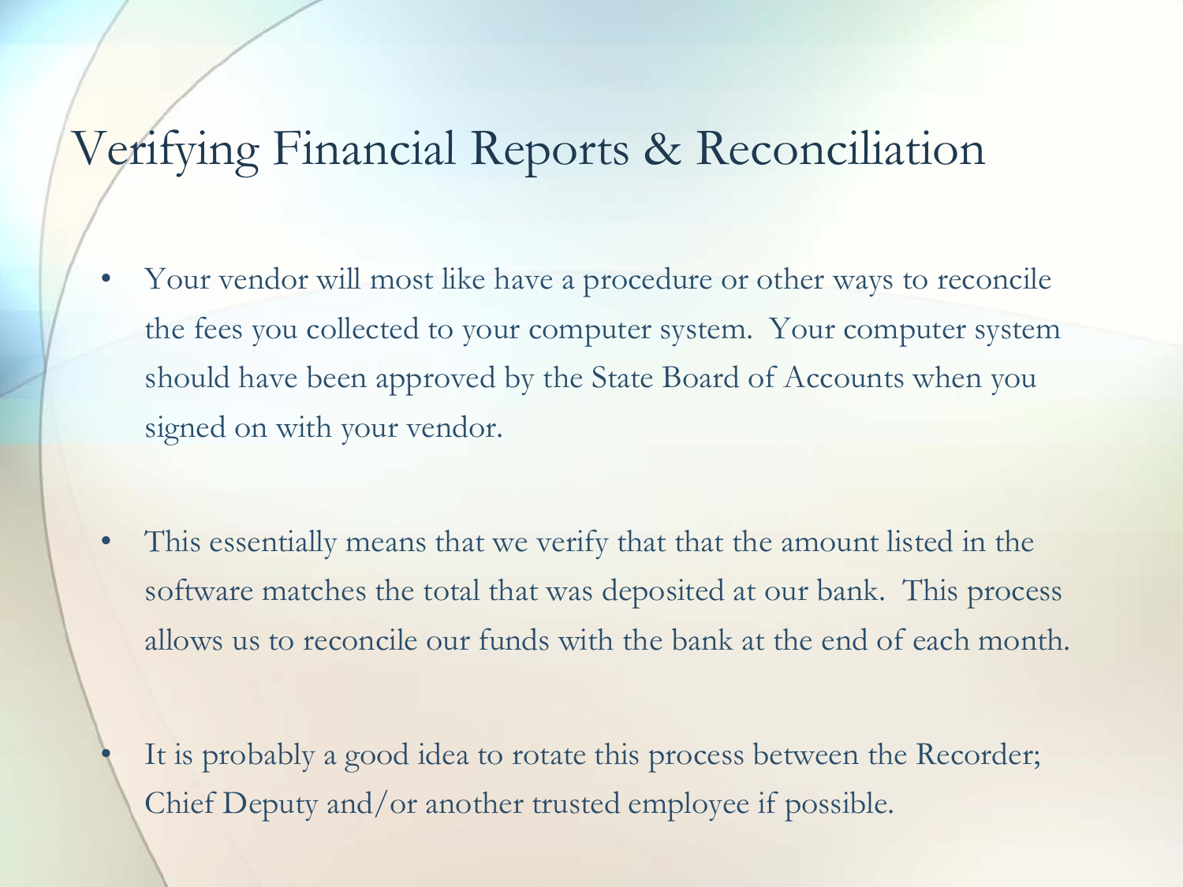# Verifying Financial Reports & Reconciliation

- Your vendor will most like have a procedure or other ways to reconcile the fees you collected to your computer system. Your computer system should have been approved by the State Board of Accounts when you signed on with your vendor.

- This essentially means that we verify that that the amount listed in the software matches the total that was deposited at our bank. This process allows us to reconcile our funds with the bank at the end of each month.

- It is probably a good idea to rotate this process between the Recorder; Chief Deputy and/or another trusted employee if possible.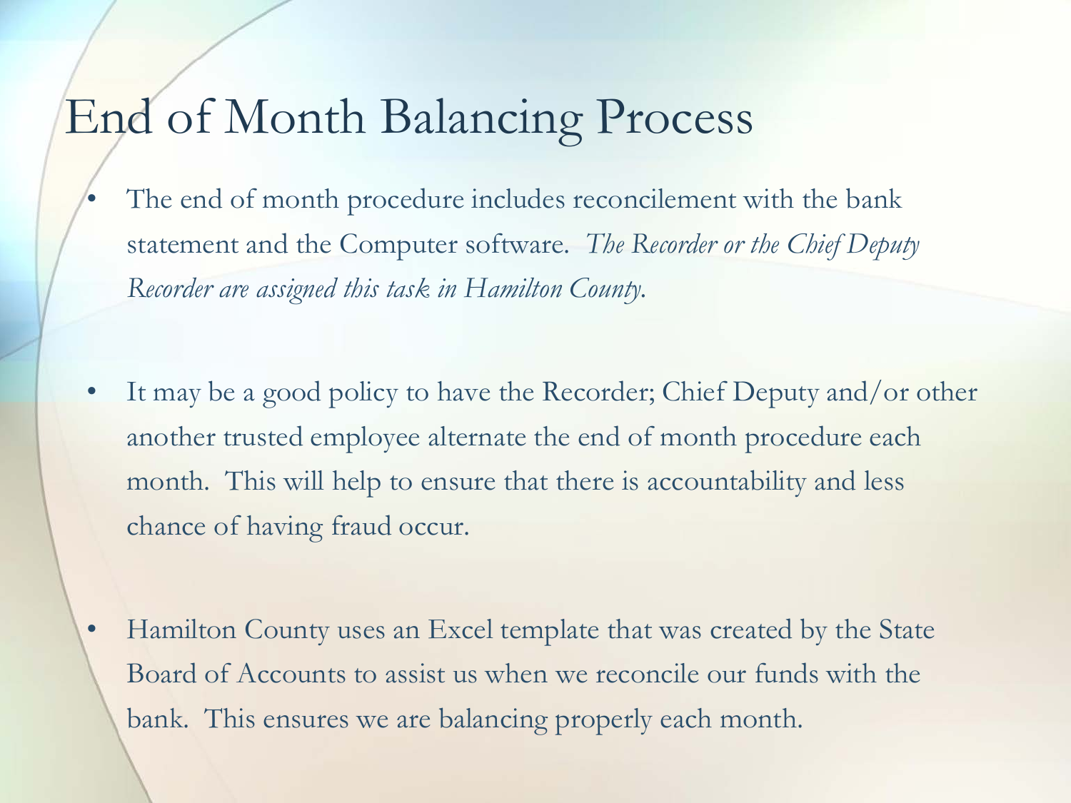# End of Month Balancing Process

- The end of month procedure includes reconcilement with the bank statement and the Computer software. *The Recorder or the Chief Deputy Recorder are assigned this task in Hamilton County.*

- It may be a good policy to have the Recorder; Chief Deputy and/or other another trusted employee alternate the end of month procedure each month. This will help to ensure that there is accountability and less chance of having fraud occur.

- Hamilton County uses an Excel template that was created by the State Board of Accounts to assist us when we reconcile our funds with the bank. This ensures we are balancing properly each month.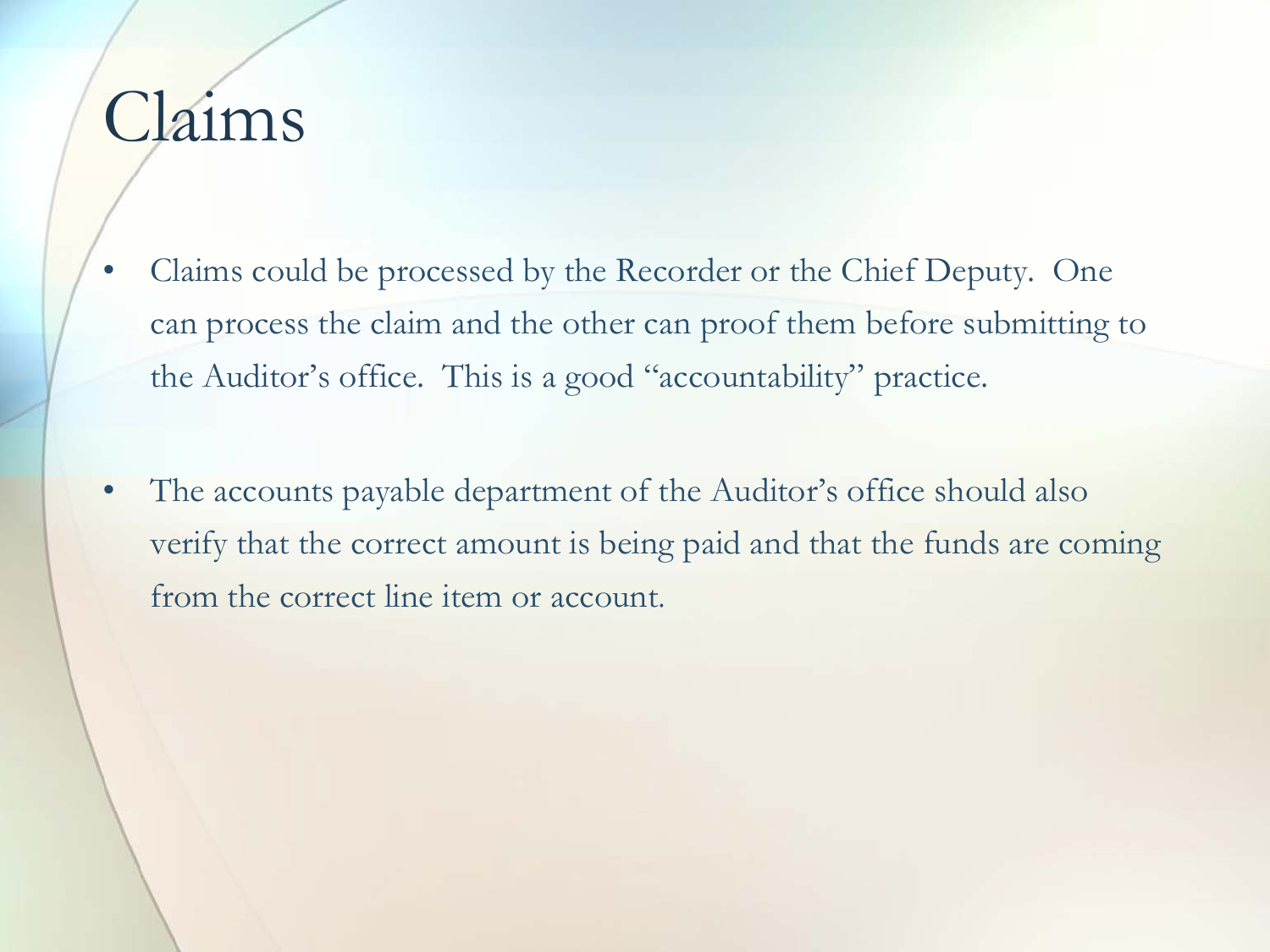# Claims

- Claims could be processed by the Recorder or the Chief Deputy. One can process the claim and the other can proof them before submitting to the Auditor's office. This is a good "accountability" practice.

- The accounts payable department of the Auditor's office should also verify that the correct amount is being paid and that the funds are coming from the correct line item or account.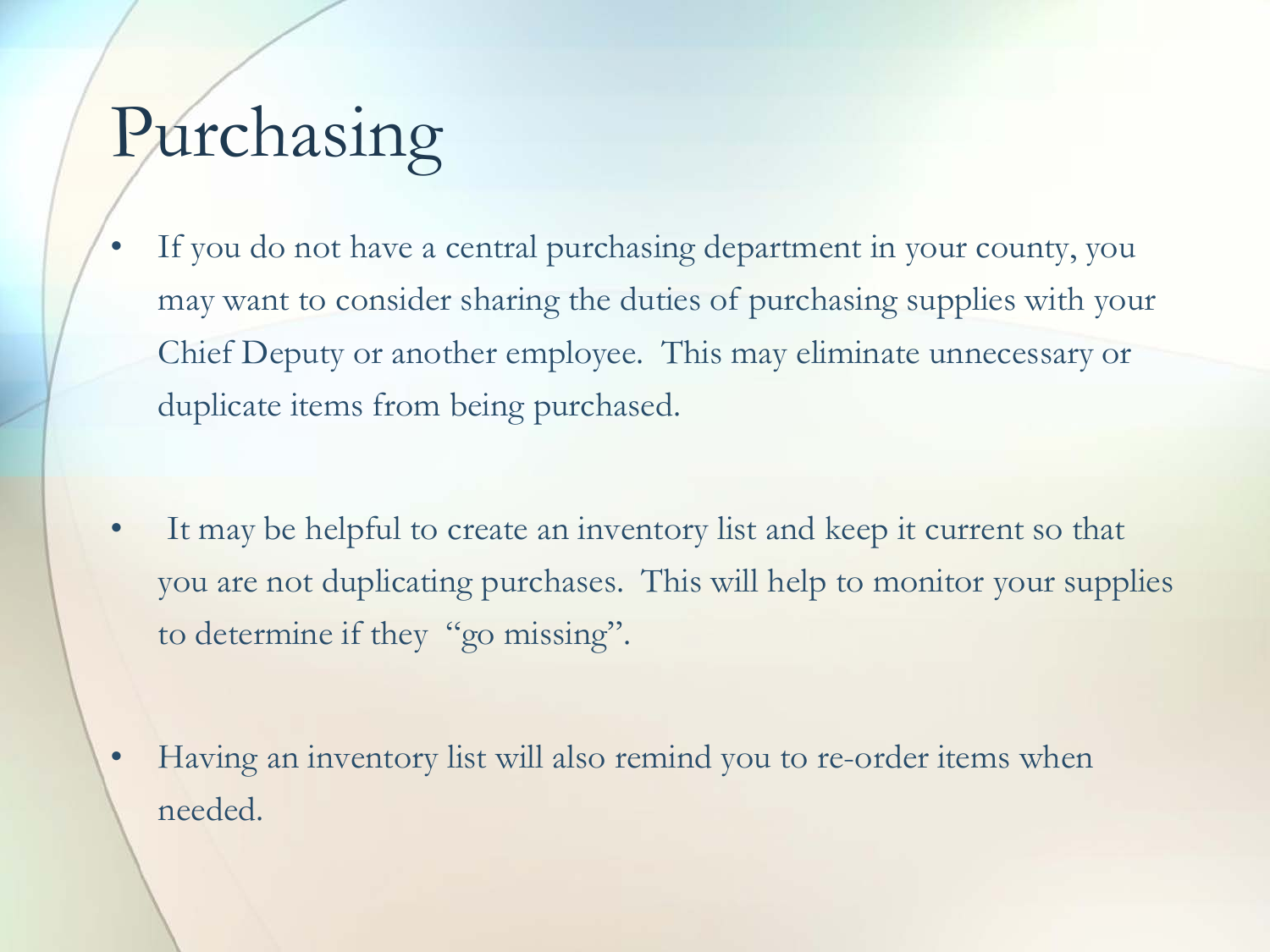# Purchasing

- If you do not have a central purchasing department in your county, you may want to consider sharing the duties of purchasing supplies with your Chief Deputy or another employee.  This may eliminate unnecessary or duplicate items from being purchased.

- It may be helpful to create an inventory list and keep it current so that you are not duplicating purchases.  This will help to monitor your supplies to determine if they  "go missing".

- Having an inventory list will also remind you to re-order items when needed.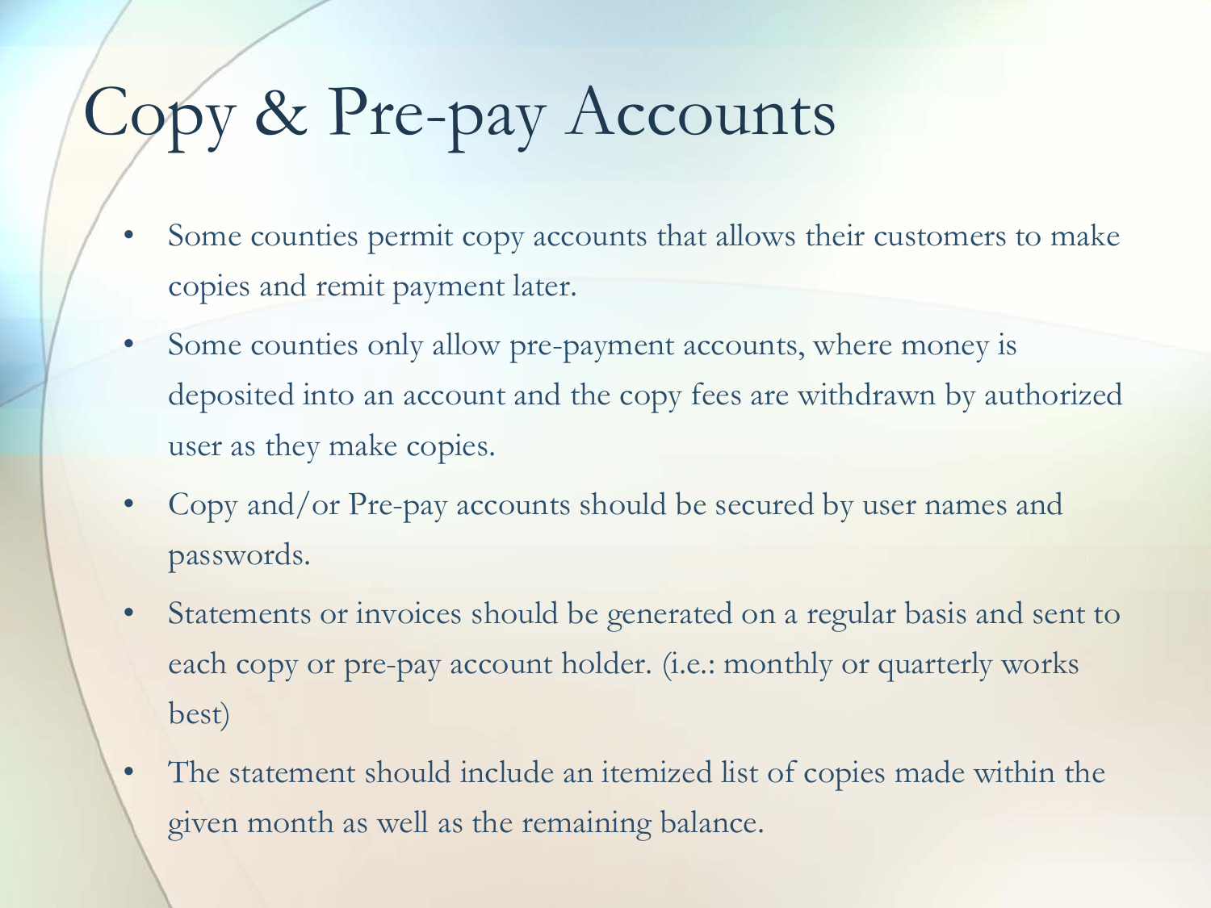# Copy & Pre-pay Accounts

- Some counties permit copy accounts that allows their customers to make copies and remit payment later.
- Some counties only allow pre-payment accounts, where money is deposited into an account and the copy fees are withdrawn by authorized user as they make copies.
- Copy and/or Pre-pay accounts should be secured by user names and passwords.
- Statements or invoices should be generated on a regular basis and sent to each copy or pre-pay account holder. (i.e.: monthly or quarterly works best)
- The statement should include an itemized list of copies made within the given month as well as the remaining balance.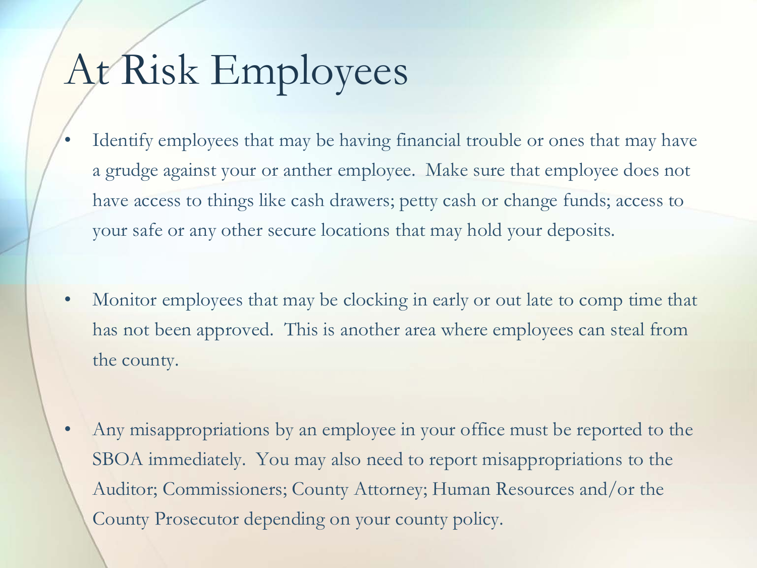# At Risk Employees

- Identify employees that may be having financial trouble or ones that may have a grudge against your or anther employee. Make sure that employee does not have access to things like cash drawers; petty cash or change funds; access to your safe or any other secure locations that may hold your deposits.

- Monitor employees that may be clocking in early or out late to comp time that has not been approved. This is another area where employees can steal from the county.

- Any misappropriations by an employee in your office must be reported to the SBOA immediately. You may also need to report misappropriations to the Auditor; Commissioners; County Attorney; Human Resources and/or the County Prosecutor depending on your county policy.